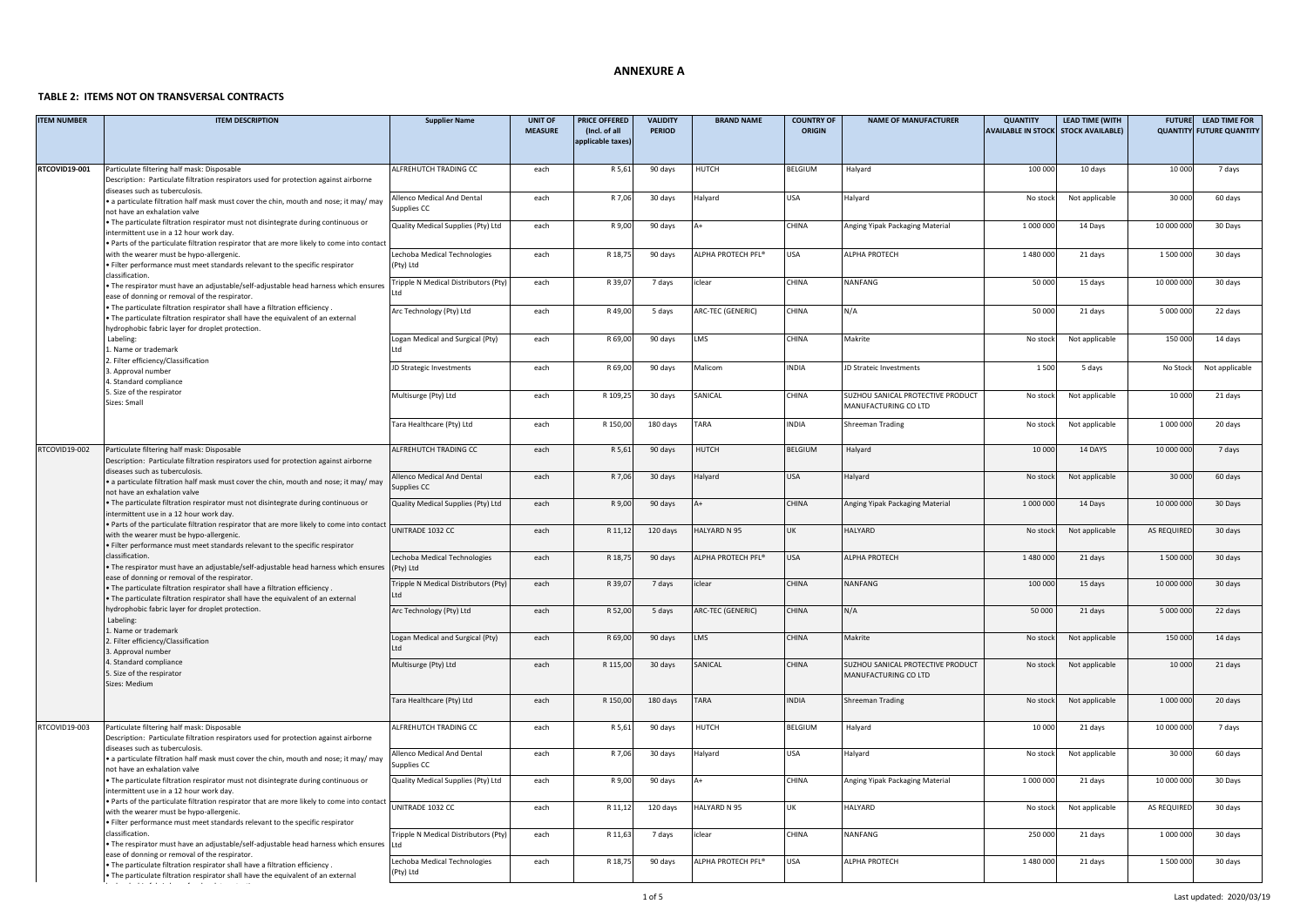# ANNEXURE A

## TABLE 2: ITEMS NOT ON TRANSVERSAL CONTRACTS

| ITEM NUMBER | ITEM DESCRIPTION | Supplier Name | UNIT OF MEASURE | PRICE OFFERED (Incl. of all applicable taxes) | VALIDITY PERIOD | BRAND NAME | COUNTRY OF ORIGIN | NAME OF MANUFACTURER | QUANTITY AVAILABLE IN STOCK | LEAD TIME (WITH STOCK AVAILABLE) | FUTURE QUANTITY | LEAD TIME FOR FUTURE QUANTITY |
|---|---|---|---|---|---|---|---|---|---|---|---|---|
| RTCOVID19-001 | Particulate filtering half mask: Disposable<br>Description: Particulate filtration respirators used for protection against airborne diseases such as tuberculosis.<br>• a particulate filtration half mask must cover the chin, mouth and nose; it may/ may not have an exhalation valve<br>• The particulate filtration respirator must not disintegrate during continuous or intermittent use in a 12 hour work day.<br>• Parts of the particulate filtration respirator that are more likely to come into contact with the wearer must be hypo-allergenic.<br>• Filter performance must meet standards relevant to the specific respirator classification.<br>• The respirator must have an adjustable/self-adjustable head harness which ensures ease of donning or removal of the respirator.<br>• The particulate filtration respirator shall have a filtration efficiency .<br>• The particulate filtration respirator shall have the equivalent of an external hydrophobic fabric layer for droplet protection.<br>Labeling:<br>1. Name or trademark<br>2. Filter efficiency/Classification<br>3. Approval number<br>4. Standard compliance<br>5. Size of the respirator<br>Sizes: Small | ALFREHUTCH TRADING CC | each | R 5,61 | 90 days | HUTCH | BELGIUM | Halyard | 100 000 | 10 days | 10 000 | 7 days |
| | | Allenco Medical And Dental Supplies CC | each | R 7,06 | 30 days | Halyard | USA | Halyard | No stock | Not applicable | 30 000 | 60 days |
| | | Quality Medical Supplies (Pty) Ltd | each | R 9,00 | 90 days | A+ | CHINA | Anging Yipak Packaging Material | 1 000 000 | 14 Days | 10 000 000 | 30 Days |
| | | Lechoba Medical Technologies (Pty) Ltd | each | R 18,75 | 90 days | ALPHA PROTECH PFL® | USA | ALPHA PROTECH | 1 480 000 | 21 days | 1 500 000 | 30 days |
| | | Tripple N Medical Distributors (Pty) Ltd | each | R 39,07 | 7 days | iclear | CHINA | NANFANG | 50 000 | 15 days | 10 000 000 | 30 days |
| | | Arc Technology (Pty) Ltd | each | R 49,00 | 5 days | ARC-TEC (GENERIC) | CHINA | N/A | 50 000 | 21 days | 5 000 000 | 22 days |
| | | Logan Medical and Surgical (Pty) Ltd | each | R 69,00 | 90 days | LMS | CHINA | Makrite | No stock | Not applicable | 150 000 | 14 days |
| | | JD Strategic Investments | each | R 69,00 | 90 days | Malicom | INDIA | JD Strateic Investments | 1 500 | 5 days | No Stock | Not applicable |
| | | Multisurge (Pty) Ltd | each | R 109,25 | 30 days | SANICAL | CHINA | SUZHOU SANICAL PROTECTIVE PRODUCT MANUFACTURING CO LTD | No stock | Not applicable | 10 000 | 21 days |
| | | Tara Healthcare (Pty) Ltd | each | R 150,00 | 180 days | TARA | INDIA | Shreeman Trading | No stock | Not applicable | 1 000 000 | 20 days |
| RTCOVID19-002 | Particulate filtering half mask: Disposable<br>Description: Particulate filtration respirators used for protection against airborne diseases such as tuberculosis.<br>• a particulate filtration half mask must cover the chin, mouth and nose; it may/ may not have an exhalation valve<br>• The particulate filtration respirator must not disintegrate during continuous or intermittent use in a 12 hour work day.<br>• Parts of the particulate filtration respirator that are more likely to come into contact with the wearer must be hypo-allergenic.<br>• Filter performance must meet standards relevant to the specific respirator classification.<br>• The respirator must have an adjustable/self-adjustable head harness which ensures ease of donning or removal of the respirator.<br>• The particulate filtration respirator shall have a filtration efficiency .<br>• The particulate filtration respirator shall have the equivalent of an external hydrophobic fabric layer for droplet protection.<br>Labeling:<br>1. Name or trademark<br>2. Filter efficiency/Classification<br>3. Approval number<br>4. Standard compliance<br>5. Size of the respirator<br>Sizes: Medium | ALFREHUTCH TRADING CC | each | R 5,61 | 90 days | HUTCH | BELGIUM | Halyard | 10 000 | 14 DAYS | 10 000 000 | 7 days |
| | | Allenco Medical And Dental Supplies CC | each | R 7,06 | 30 days | Halyard | USA | Halyard | No stock | Not applicable | 30 000 | 60 days |
| | | Quality Medical Supplies (Pty) Ltd | each | R 9,00 | 90 days | A+ | CHINA | Anging Yipak Packaging Material | 1 000 000 | 14 Days | 10 000 000 | 30 Days |
| | | UNITRADE 1032 CC | each | R 11,12 | 120 days | HALYARD N 95 | UK | HALYARD | No stock | Not applicable | AS REQUIRED | 30 days |
| | | Lechoba Medical Technologies (Pty) Ltd | each | R 18,75 | 90 days | ALPHA PROTECH PFL® | USA | ALPHA PROTECH | 1 480 000 | 21 days | 1 500 000 | 30 days |
| | | Tripple N Medical Distributors (Pty) Ltd | each | R 39,07 | 7 days | iclear | CHINA | NANFANG | 100 000 | 15 days | 10 000 000 | 30 days |
| | | Arc Technology (Pty) Ltd | each | R 52,00 | 5 days | ARC-TEC (GENERIC) | CHINA | N/A | 50 000 | 21 days | 5 000 000 | 22 days |
| | | Logan Medical and Surgical (Pty) Ltd | each | R 69,00 | 90 days | LMS | CHINA | Makrite | No stock | Not applicable | 150 000 | 14 days |
| | | Multisurge (Pty) Ltd | each | R 115,00 | 30 days | SANICAL | CHINA | SUZHOU SANICAL PROTECTIVE PRODUCT MANUFACTURING CO LTD | No stock | Not applicable | 10 000 | 21 days |
| | | Tara Healthcare (Pty) Ltd | each | R 150,00 | 180 days | TARA | INDIA | Shreeman Trading | No stock | Not applicable | 1 000 000 | 20 days |
| RTCOVID19-003 | Particulate filtering half mask: Disposable<br>Description: Particulate filtration respirators used for protection against airborne diseases such as tuberculosis.<br>• a particulate filtration half mask must cover the chin, mouth and nose; it may/ may not have an exhalation valve<br>• The particulate filtration respirator must not disintegrate during continuous or intermittent use in a 12 hour work day.<br>• Parts of the particulate filtration respirator that are more likely to come into contact with the wearer must be hypo-allergenic.<br>• Filter performance must meet standards relevant to the specific respirator classification.<br>• The respirator must have an adjustable/self-adjustable head harness which ensures ease of donning or removal of the respirator.<br>• The particulate filtration respirator shall have a filtration efficiency .<br>• The particulate filtration respirator shall have the equivalent of an external | ALFREHUTCH TRADING CC | each | R 5,61 | 90 days | HUTCH | BELGIUM | Halyard | 10 000 | 21 days | 10 000 000 | 7 days |
| | | Allenco Medical And Dental Supplies CC | each | R 7,06 | 30 days | Halyard | USA | Halyard | No stock | Not applicable | 30 000 | 60 days |
| | | Quality Medical Supplies (Pty) Ltd | each | R 9,00 | 90 days | A+ | CHINA | Anging Yipak Packaging Material | 1 000 000 | 21 days | 10 000 000 | 30 Days |
| | | UNITRADE 1032 CC | each | R 11,12 | 120 days | HALYARD N 95 | UK | HALYARD | No stock | Not applicable | AS REQUIRED | 30 days |
| | | Tripple N Medical Distributors (Pty) Ltd | each | R 11,63 | 7 days | iclear | CHINA | NANFANG | 250 000 | 21 days | 1 000 000 | 30 days |
| | | Lechoba Medical Technologies (Pty) Ltd | each | R 18,75 | 90 days | ALPHA PROTECH PFL® | USA | ALPHA PROTECH | 1 480 000 | 21 days | 1 500 000 | 30 days |

Last updated: 2020/03/19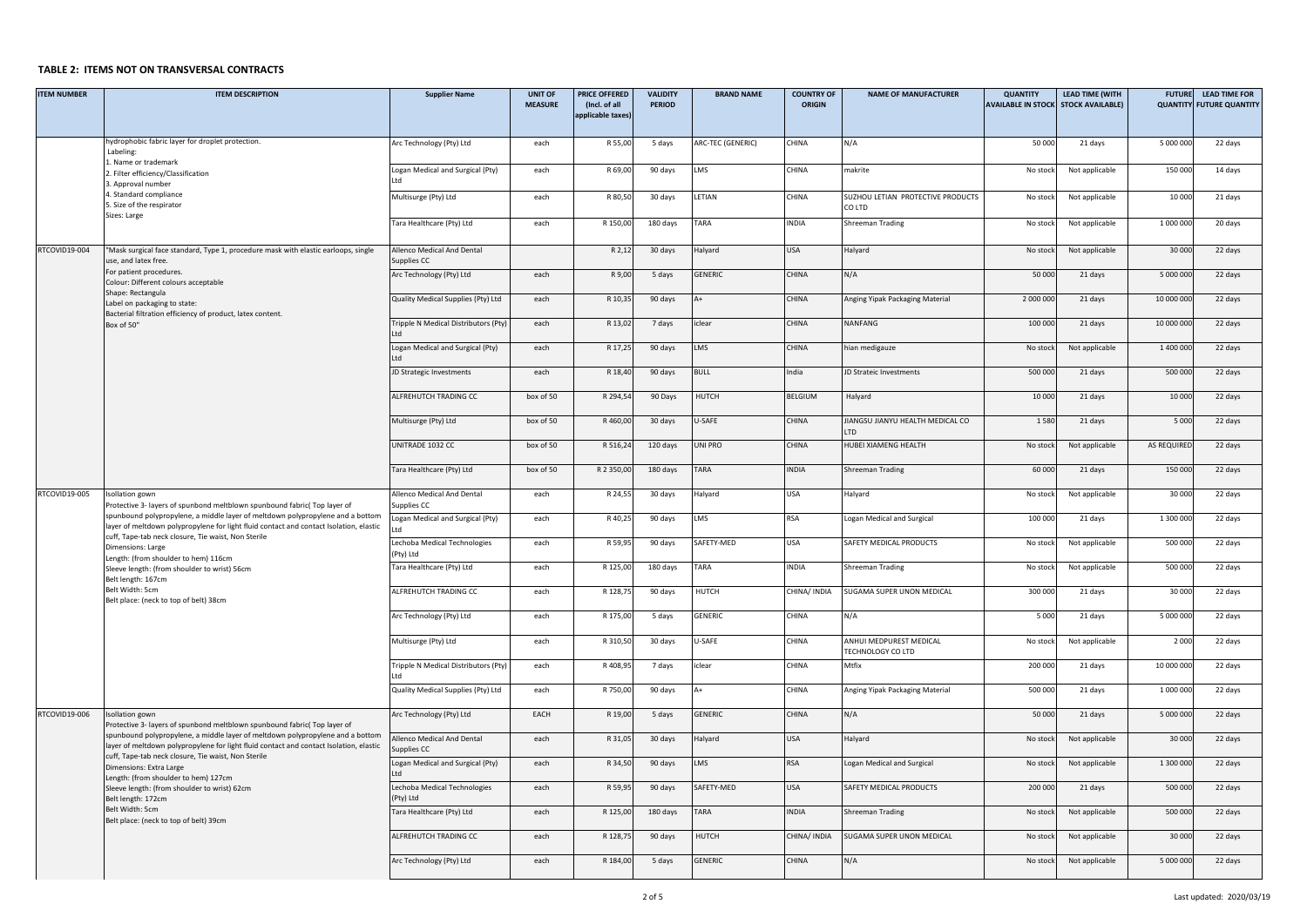## TABLE 2: ITEMS NOT ON TRANSVERSAL CONTRACTS

| ITEM NUMBER | ITEM DESCRIPTION | Supplier Name | UNIT OF MEASURE | PRICE OFFERED (Incl. of all applicable taxes) | VALIDITY PERIOD | BRAND NAME | COUNTRY OF ORIGIN | NAME OF MANUFACTURER | QUANTITY AVAILABLE IN STOCK | LEAD TIME (WITH STOCK AVAILABLE) | FUTURE QUANTITY | LEAD TIME FOR FUTURE QUANTITY |
|---|---|---|---|---|---|---|---|---|---|---|---|---|
| | hydrophobic fabric layer for droplet protection. Labeling: 1. Name or trademark 2. Filter efficiency/Classification 3. Approval number 4. Standard compliance 5. Size of the respirator Sizes: Large | Arc Technology (Pty) Ltd | each | R 55,00 | 5 days | ARC-TEC (GENERIC) | CHINA | N/A | 50 000 | 21 days | 5 000 000 | 22 days |
| | | Logan Medical and Surgical (Pty) Ltd | each | R 69,00 | 90 days | LMS | CHINA | makrite | No stock | Not applicable | 150 000 | 14 days |
| | | Multisurge (Pty) Ltd | each | R 80,50 | 30 days | LETIAN | CHINA | SUZHOU LETIAN PROTECTIVE PRODUCTS CO LTD | No stock | Not applicable | 10 000 | 21 days |
| | | Tara Healthcare (Pty) Ltd | each | R 150,00 | 180 days | TARA | INDIA | Shreeman Trading | No stock | Not applicable | 1 000 000 | 20 days |
| RTCOVID19-004 | "Mask surgical face standard, Type 1, procedure mask with elastic earloops, single use, and latex free. For patient procedures. Colour: Different colours acceptable Shape: Rectangula Label on packaging to state: Bacterial filtration efficiency of product, latex content. Box of 50" | Allenco Medical And Dental Supplies CC | | R 2,12 | 30 days | Halyard | USA | Halyard | No stock | Not applicable | 30 000 | 22 days |
| | | Arc Technology (Pty) Ltd | each | R 9,00 | 5 days | GENERIC | CHINA | N/A | 50 000 | 21 days | 5 000 000 | 22 days |
| | | Quality Medical Supplies (Pty) Ltd | each | R 10,35 | 90 days | A+ | CHINA | Anging Yipak Packaging Material | 2 000 000 | 21 days | 10 000 000 | 22 days |
| | | Tripple N Medical Distributors (Pty) Ltd | each | R 13,02 | 7 days | iclear | CHINA | NANFANG | 100 000 | 21 days | 10 000 000 | 22 days |
| | | Logan Medical and Surgical (Pty) Ltd | each | R 17,25 | 90 days | LMS | CHINA | hian medigauze | No stock | Not applicable | 1 400 000 | 22 days |
| | | JD Strategic Investments | each | R 18,40 | 90 days | BULL | India | JD Strateic Investments | 500 000 | 21 days | 500 000 | 22 days |
| | | ALFREHUTCH TRADING CC | box of 50 | R 294,54 | 90 Days | HUTCH | BELGIUM | Halyard | 10 000 | 21 days | 10 000 | 22 days |
| | | Multisurge (Pty) Ltd | box of 50 | R 460,00 | 30 days | U-SAFE | CHINA | JIANGSU JIANYU HEALTH MEDICAL CO LTD | 1 580 | 21 days | 5 000 | 22 days |
| | | UNITRADE 1032 CC | box of 50 | R 516,24 | 120 days | UNI PRO | CHINA | HUBEI XIAMENG HEALTH | No stock | Not applicable | AS REQUIRED | 22 days |
| | | Tara Healthcare (Pty) Ltd | box of 50 | R 2 350,00 | 180 days | TARA | INDIA | Shreeman Trading | 60 000 | 21 days | 150 000 | 22 days |
| RTCOVID19-005 | Isollation gown Protective 3- layers of spunbond meltblown spunbound fabric( Top layer of spunbound polypropylene, a middle layer of meltdown polypropylene and a bottom layer of meltdown polypropylene for light fluid contact and contact Isolation, elastic cuff, Tape-tab neck closure, Tie waist, Non Sterile Dimensions: Large Length: (from shoulder to hem) 116cm Sleeve length: (from shoulder to wrist) 56cm Belt length: 167cm Belt Width: 5cm Belt place: (neck to top of belt) 38cm | Allenco Medical And Dental Supplies CC | each | R 24,55 | 30 days | Halyard | USA | Halyard | No stock | Not applicable | 30 000 | 22 days |
| | | Logan Medical and Surgical (Pty) Ltd | each | R 40,25 | 90 days | LMS | RSA | Logan Medical and Surgical | 100 000 | 21 days | 1 300 000 | 22 days |
| | | Lechoba Medical Technologies (Pty) Ltd | each | R 59,95 | 90 days | SAFETY-MED | USA | SAFETY MEDICAL PRODUCTS | No stock | Not applicable | 500 000 | 22 days |
| | | Tara Healthcare (Pty) Ltd | each | R 125,00 | 180 days | TARA | INDIA | Shreeman Trading | No stock | Not applicable | 500 000 | 22 days |
| | | ALFREHUTCH TRADING CC | each | R 128,75 | 90 days | HUTCH | CHINA/ INDIA | SUGAMA SUPER UNON MEDICAL | 300 000 | 21 days | 30 000 | 22 days |
| | | Arc Technology (Pty) Ltd | each | R 175,00 | 5 days | GENERIC | CHINA | N/A | 5 000 | 21 days | 5 000 000 | 22 days |
| | | Multisurge (Pty) Ltd | each | R 310,50 | 30 days | U-SAFE | CHINA | ANHUI MEDPUREST MEDICAL TECHNOLOGY CO LTD | No stock | Not applicable | 2 000 | 22 days |
| | | Tripple N Medical Distributors (Pty) Ltd | each | R 408,95 | 7 days | iclear | CHINA | Mtfix | 200 000 | 21 days | 10 000 000 | 22 days |
| | | Quality Medical Supplies (Pty) Ltd | each | R 750,00 | 90 days | A+ | CHINA | Anging Yipak Packaging Material | 500 000 | 21 days | 1 000 000 | 22 days |
| RTCOVID19-006 | Isollation gown Protective 3- layers of spunbond meltblown spunbound fabric( Top layer of spunbound polypropylene, a middle layer of meltdown polypropylene and a bottom layer of meltdown polypropylene for light fluid contact and contact Isolation, elastic cuff, Tape-tab neck closure, Tie waist, Non Sterile Dimensions: Extra Large Length: (from shoulder to hem) 127cm Sleeve length: (from shoulder to wrist) 62cm Belt length: 172cm Belt Width: 5cm Belt place: (neck to top of belt) 39cm | Arc Technology (Pty) Ltd | EACH | R 19,00 | 5 days | GENERIC | CHINA | N/A | 50 000 | 21 days | 5 000 000 | 22 days |
| | | Allenco Medical And Dental Supplies CC | each | R 31,05 | 30 days | Halyard | USA | Halyard | No stock | Not applicable | 30 000 | 22 days |
| | | Logan Medical and Surgical (Pty) Ltd | each | R 34,50 | 90 days | LMS | RSA | Logan Medical and Surgical | No stock | Not applicable | 1 300 000 | 22 days |
| | | Lechoba Medical Technologies (Pty) Ltd | each | R 59,95 | 90 days | SAFETY-MED | USA | SAFETY MEDICAL PRODUCTS | 200 000 | 21 days | 500 000 | 22 days |
| | | Tara Healthcare (Pty) Ltd | each | R 125,00 | 180 days | TARA | INDIA | Shreeman Trading | No stock | Not applicable | 500 000 | 22 days |
| | | ALFREHUTCH TRADING CC | each | R 128,75 | 90 days | HUTCH | CHINA/ INDIA | SUGAMA SUPER UNON MEDICAL | No stock | Not applicable | 30 000 | 22 days |
| | | Arc Technology (Pty) Ltd | each | R 184,00 | 5 days | GENERIC | CHINA | N/A | No stock | Not applicable | 5 000 000 | 22 days |

Last updated: 2020/03/19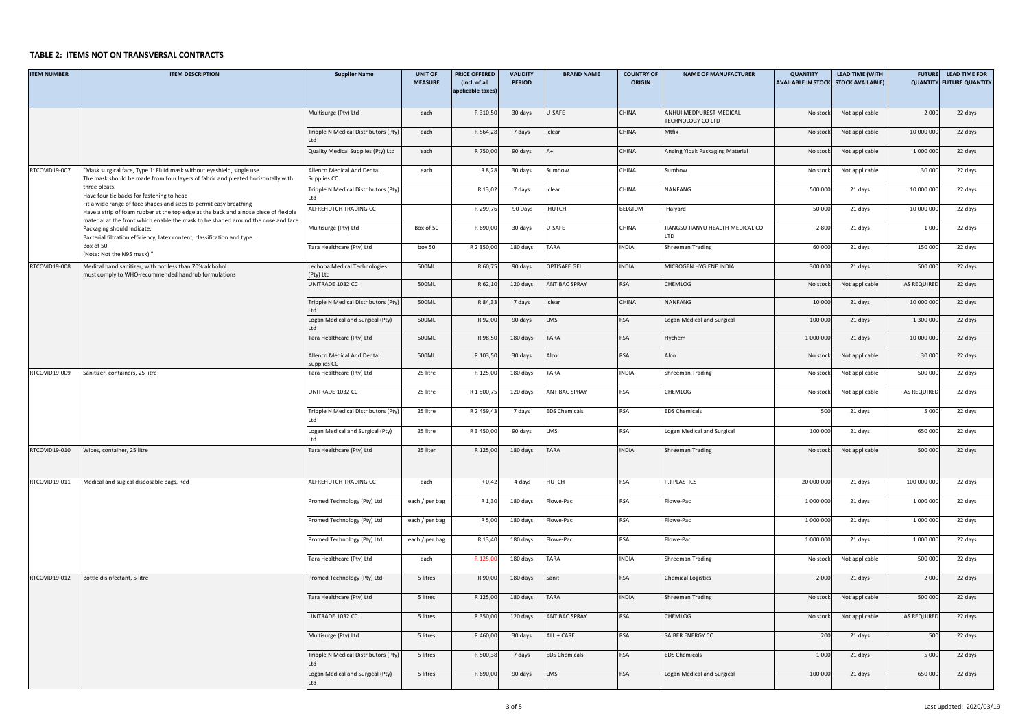## TABLE 2: ITEMS NOT ON TRANSVERSAL CONTRACTS

| ITEM NUMBER | ITEM DESCRIPTION | Supplier Name | UNIT OF MEASURE | PRICE OFFERED (Incl. of all applicable taxes) | VALIDITY PERIOD | BRAND NAME | COUNTRY OF ORIGIN | NAME OF MANUFACTURER | QUANTITY AVAILABLE IN STOCK | LEAD TIME (WITH STOCK AVAILABLE) | FUTURE QUANTITY | LEAD TIME FOR FUTURE QUANTITY |
|---|---|---|---|---|---|---|---|---|---|---|---|---|
| | | Multisurge (Pty) Ltd | each | R 310,50 | 30 days | U-SAFE | CHINA | ANHUI MEDPUREST MEDICAL TECHNOLOGY CO LTD | No stock | Not applicable | 2 000 | 22 days |
| | | Tripple N Medical Distributors (Pty) Ltd | each | R 564,28 | 7 days | iclear | CHINA | Mtfix | No stock | Not applicable | 10 000 000 | 22 days |
| | | Quality Medical Supplies (Pty) Ltd | each | R 750,00 | 90 days | A+ | CHINA | Anging Yipak Packaging Material | No stock | Not applicable | 1 000 000 | 22 days |
| RTCOVID19-007 | "Mask surgical face, Type 1: Fluid mask without eyeshield, single use. The mask should be made from four layers of fabric and pleated horizontally with three pleats. Have four tie backs for fastening to head Fit a wide range of face shapes and sizes to permit easy breathing Have a strip of foam rubber at the top edge at the back and a nose piece of flexible material at the front which enable the mask to be shaped around the nose and face. Packaging should indicate: Bacterial filtration efficiency, latex content, classification and type. Box of 50 (Note: Not the N95 mask) " | Allenco Medical And Dental Supplies CC | each | R 8,28 | 30 days | Sumbow | CHINA | Sumbow | No stock | Not applicable | 30 000 | 22 days |
| | | Tripple N Medical Distributors (Pty) Ltd | | R 13,02 | 7 days | iclear | CHINA | NANFANG | 500 000 | 21 days | 10 000 000 | 22 days |
| | | ALFREHUTCH TRADING CC | | R 299,76 | 90 Days | HUTCH | BELGIUM | Halyard | 50 000 | 21 days | 10 000 000 | 22 days |
| | | Multisurge (Pty) Ltd | Box of 50 | R 690,00 | 30 days | U-SAFE | CHINA | JIANGSU JIANYU HEALTH MEDICAL CO LTD | 2 800 | 21 days | 1 000 | 22 days |
| | | Tara Healthcare (Pty) Ltd | box 50 | R 2 350,00 | 180 days | TARA | INDIA | Shreeman Trading | 60 000 | 21 days | 150 000 | 22 days |
| RTCOVID19-008 | Medical hand sanitizer, with not less than 70% alchohol must comply to WHO-recommended handrub formulations | Lechoba Medical Technologies (Pty) Ltd | 500ML | R 60,75 | 90 days | OPTISAFE GEL | INDIA | MICROGEN HYGIENE INDIA | 300 000 | 21 days | 500 000 | 22 days |
| | | UNITRADE 1032 CC | 500ML | R 62,10 | 120 days | ANTIBAC SPRAY | RSA | CHEMLOG | No stock | Not applicable | AS REQUIRED | 22 days |
| | | Tripple N Medical Distributors (Pty) Ltd | 500ML | R 84,33 | 7 days | iclear | CHINA | NANFANG | 10 000 | 21 days | 10 000 000 | 22 days |
| | | Logan Medical and Surgical (Pty) Ltd | 500ML | R 92,00 | 90 days | LMS | RSA | Logan Medical and Surgical | 100 000 | 21 days | 1 300 000 | 22 days |
| | | Tara Healthcare (Pty) Ltd | 500ML | R 98,50 | 180 days | TARA | RSA | Hychem | 1 000 000 | 21 days | 10 000 000 | 22 days |
| | | Allenco Medical And Dental Supplies CC | 500ML | R 103,50 | 30 days | Alco | RSA | Alco | No stock | Not applicable | 30 000 | 22 days |
| RTCOVID19-009 | Sanitizer, containers, 25 litre | Tara Healthcare (Pty) Ltd | 25 litre | R 125,00 | 180 days | TARA | INDIA | Shreeman Trading | No stock | Not applicable | 500 000 | 22 days |
| | | UNITRADE 1032 CC | 25 litre | R 1 500,75 | 120 days | ANTIBAC SPRAY | RSA | CHEMLOG | No stock | Not applicable | AS REQUIRED | 22 days |
| | | Tripple N Medical Distributors (Pty) Ltd | 25 litre | R 2 459,43 | 7 days | EDS Chemicals | RSA | EDS Chemicals | 500 | 21 days | 5 000 | 22 days |
| | | Logan Medical and Surgical (Pty) Ltd | 25 litre | R 3 450,00 | 90 days | LMS | RSA | Logan Medical and Surgical | 100 000 | 21 days | 650 000 | 22 days |
| RTCOVID19-010 | Wipes, container, 25 litre | Tara Healthcare (Pty) Ltd | 25 liter | R 125,00 | 180 days | TARA | INDIA | Shreeman Trading | No stock | Not applicable | 500 000 | 22 days |
| RTCOVID19-011 | Medical and sugical disposable bags, Red | ALFREHUTCH TRADING CC | each | R 0,42 | 4 days | HUTCH | RSA | P.J PLASTICS | 20 000 000 | 21 days | 100 000 000 | 22 days |
| | | Promed Technology (Pty) Ltd | each / per bag | R 1,30 | 180 days | Flowe-Pac | RSA | Flowe-Pac | 1 000 000 | 21 days | 1 000 000 | 22 days |
| | | Promed Technology (Pty) Ltd | each / per bag | R 5,00 | 180 days | Flowe-Pac | RSA | Flowe-Pac | 1 000 000 | 21 days | 1 000 000 | 22 days |
| | | Promed Technology (Pty) Ltd | each / per bag | R 13,40 | 180 days | Flowe-Pac | RSA | Flowe-Pac | 1 000 000 | 21 days | 1 000 000 | 22 days |
| | | Tara Healthcare (Pty) Ltd | each | R 125,00 | 180 days | TARA | INDIA | Shreeman Trading | No stock | Not applicable | 500 000 | 22 days |
| RTCOVID19-012 | Bottle disinfectant, 5 litre | Promed Technology (Pty) Ltd | 5 litres | R 90,00 | 180 days | Sanit | RSA | Chemical Logistics | 2 000 | 21 days | 2 000 | 22 days |
| | | Tara Healthcare (Pty) Ltd | 5 litres | R 125,00 | 180 days | TARA | INDIA | Shreeman Trading | No stock | Not applicable | 500 000 | 22 days |
| | | UNITRADE 1032 CC | 5 litres | R 350,00 | 120 days | ANTIBAC SPRAY | RSA | CHEMLOG | No stock | Not applicable | AS REQUIRED | 22 days |
| | | Multisurge (Pty) Ltd | 5 litres | R 460,00 | 30 days | ALL + CARE | RSA | SAIBER ENERGY CC | 200 | 21 days | 500 | 22 days |
| | | Tripple N Medical Distributors (Pty) Ltd | 5 litres | R 500,38 | 7 days | EDS Chemicals | RSA | EDS Chemicals | 1 000 | 21 days | 5 000 | 22 days |
| | | Logan Medical and Surgical (Pty) Ltd | 5 litres | R 690,00 | 90 days | LMS | RSA | Logan Medical and Surgical | 100 000 | 21 days | 650 000 | 22 days |

Last updated: 2020/03/19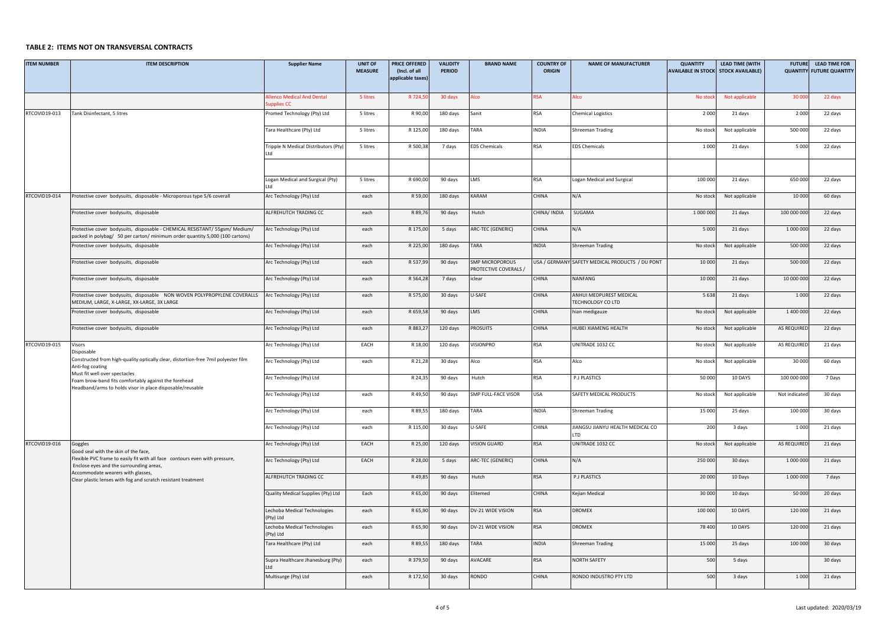## TABLE 2: ITEMS NOT ON TRANSVERSAL CONTRACTS

| ITEM NUMBER | ITEM DESCRIPTION | Supplier Name | UNIT OF MEASURE | PRICE OFFERED (Incl. of all applicable taxes) | VALIDITY PERIOD | BRAND NAME | COUNTRY OF ORIGIN | NAME OF MANUFACTURER | QUANTITY AVAILABLE IN STOCK | LEAD TIME (WITH STOCK AVAILABLE) | FUTURE QUANTITY | LEAD TIME FOR FUTURE QUANTITY |
|---|---|---|---|---|---|---|---|---|---|---|---|---|
| | | Allenco Medical And Dental Supplies CC | 5 litres | R 724,50 | 30 days | Alco | RSA | Alco | No stock | Not applicable | 30 000 | 22 days |
| RTCOVID19-013 | Tank Disinfectant, 5 litres | Promed Technology (Pty) Ltd | 5 litres | R 90,00 | 180 days | Sanit | RSA | Chemical Logistics | 2 000 | 21 days | 2 000 | 22 days |
| | | Tara Healthcare (Pty) Ltd | 5 litres | R 125,00 | 180 days | TARA | INDIA | Shreeman Trading | No stock | Not applicable | 500 000 | 22 days |
| | | Tripple N Medical Distributors (Pty) Ltd | 5 litres | R 500,38 | 7 days | EDS Chemicals | RSA | EDS Chemicals | 1 000 | 21 days | 5 000 | 22 days |
| | | | | | | | | | | | | |
| | | Logan Medical and Surgical (Pty) Ltd | 5 litres | R 690,00 | 90 days | LMS | RSA | Logan Medical and Surgical | 100 000 | 21 days | 650 000 | 22 days |
| RTCOVID19-014 | Protective cover bodysuits, disposable - Microporous type 5/6 coverall | Arc Technology (Pty) Ltd | each | R 59,00 | 180 days | KARAM | CHINA | N/A | No stock | Not applicable | 10 000 | 60 days |
| | Protective cover bodysuits, disposable | ALFREHUTCH TRADING CC | each | R 89,76 | 90 days | Hutch | CHINA/ INDIA | SUGAMA | 1 000 000 | 21 days | 100 000 000 | 22 days |
| | Protective cover bodysuits, disposable - CHEMICAL RESISTANT/ 55gsm/ Medium/ packed in polybag/ 50 per carton/ minimum order quantity 5,000 (100 cartons) | Arc Technology (Pty) Ltd | each | R 175,00 | 5 days | ARC-TEC (GENERIC) | CHINA | N/A | 5 000 | 21 days | 1 000 000 | 22 days |
| | Protective cover bodysuits, disposable | Arc Technology (Pty) Ltd | each | R 225,00 | 180 days | TARA | INDIA | Shreeman Trading | No stock | Not applicable | 500 000 | 22 days |
| | Protective cover bodysuits, disposable | Arc Technology (Pty) Ltd | each | R 537,99 | 90 days | SMP MICROPOROUS PROTECTIVE COVERALS / | USA / GERMANY | SAFETY MEDICAL PRODUCTS / DU PONT | 10 000 | 21 days | 500 000 | 22 days |
| | Protective cover bodysuits, disposable | Arc Technology (Pty) Ltd | each | R 564,28 | 7 days | iclear | CHINA | NANFANG | 10 000 | 21 days | 10 000 000 | 22 days |
| | Protective cover bodysuits, disposable NON WOVEN POLYPROPYLENE COVERALLS MEDIUM, LARGE, X-LARGE, XX-LARGE, 3X LARGE | Arc Technology (Pty) Ltd | each | R 575,00 | 30 days | U-SAFE | CHINA | ANHUI MEDPUREST MEDICAL TECHNOLOGY CO LTD | 5 638 | 21 days | 1 000 | 22 days |
| | Protective cover bodysuits, disposable | Arc Technology (Pty) Ltd | each | R 659,58 | 90 days | LMS | CHINA | hian medigauze | No stock | Not applicable | 1 400 000 | 22 days |
| | Protective cover bodysuits, disposable | Arc Technology (Pty) Ltd | each | R 883,27 | 120 days | PROSUITS | CHINA | HUBEI XIAMENG HEALTH | No stock | Not applicable | AS REQUIRED | 22 days |
| RTCOVID19-015 | Visors<br>Disposable<br>Constructed from high-quality optically clear, distortion-free 7mil polyester film<br>Anti-fog coating<br>Must fit well over spectacles<br>Foam brow-band fits comfortably against the forehead<br>Headband/arms to holds visor in place disposable/reusable | Arc Technology (Pty) Ltd | EACH | R 18,00 | 120 days | VISIONPRO | RSA | UNITRADE 1032 CC | No stock | Not applicable | AS REQUIRED | 21 days |
| | | Arc Technology (Pty) Ltd | each | R 21,28 | 30 days | Alco | RSA | Alco | No stock | Not applicable | 30 000 | 60 days |
| | | Arc Technology (Pty) Ltd | | R 24,35 | 90 days | Hutch | RSA | P.J PLASTICS | 50 000 | 10 DAYS | 100 000 000 | 7 Days |
| | | Arc Technology (Pty) Ltd | each | R 49,50 | 90 days | SMP FULL-FACE VISOR | USA | SAFETY MEDICAL PRODUCTS | No stock | Not applicable | Not indicated | 30 days |
| | | Arc Technology (Pty) Ltd | each | R 89,55 | 180 days | TARA | INDIA | Shreeman Trading | 15 000 | 25 days | 100 000 | 30 days |
| | | Arc Technology (Pty) Ltd | each | R 115,00 | 30 days | U-SAFE | CHINA | JIANGSU JIANYU HEALTH MEDICAL CO LTD | 200 | 3 days | 1 000 | 21 days |
| RTCOVID19-016 | Goggles<br>Good seal with the skin of the face,<br>Flexible PVC frame to easily fit with all face contours even with pressure, Enclose eyes and the surrounding areas,<br>Accommodate wearers with glasses,<br>Clear plastic lenses with fog and scratch resistant treatment | Arc Technology (Pty) Ltd | EACH | R 25,00 | 120 days | VISION GUARD | RSA | UNITRADE 1032 CC | No stock | Not applicable | AS REQUIRED | 21 days |
| | | Arc Technology (Pty) Ltd | EACH | R 28,00 | 5 days | ARC-TEC (GENERIC) | CHINA | N/A | 250 000 | 30 days | 1 000 000 | 21 days |
| | | ALFREHUTCH TRADING CC | | R 49,85 | 90 days | Hutch | RSA | P.J PLASTICS | 20 000 | 10 Days | 1 000 000 | 7 days |
| | | Quality Medical Supplies (Pty) Ltd | Each | R 65,00 | 90 days | Elitemed | CHINA | Kejian Medical | 30 000 | 10 days | 50 000 | 20 days |
| | | Lechoba Medical Technologies (Pty) Ltd | each | R 65,90 | 90 days | DV-21 WIDE VISION | RSA | DROMEX | 100 000 | 10 DAYS | 120 000 | 21 days |
| | | Lechoba Medical Technologies (Pty) Ltd | each | R 65,90 | 90 days | DV-21 WIDE VISION | RSA | DROMEX | 78 400 | 10 DAYS | 120 000 | 21 days |
| | | Tara Healthcare (Pty) Ltd | each | R 89,55 | 180 days | TARA | INDIA | Shreeman Trading | 15 000 | 25 days | 100 000 | 30 days |
| | | Supra Healthcare Jhanesburg (Pty) Ltd | each | R 379,50 | 90 days | AVACARE | RSA | NORTH SAFETY | 500 | 5 days | | 30 days |
| | | Multisurge (Pty) Ltd | each | R 172,50 | 30 days | RONDO | CHINA | RONDO INDUSTRO PTY LTD | 500 | 3 days | 1 000 | 21 days |

Last updated: 2020/03/19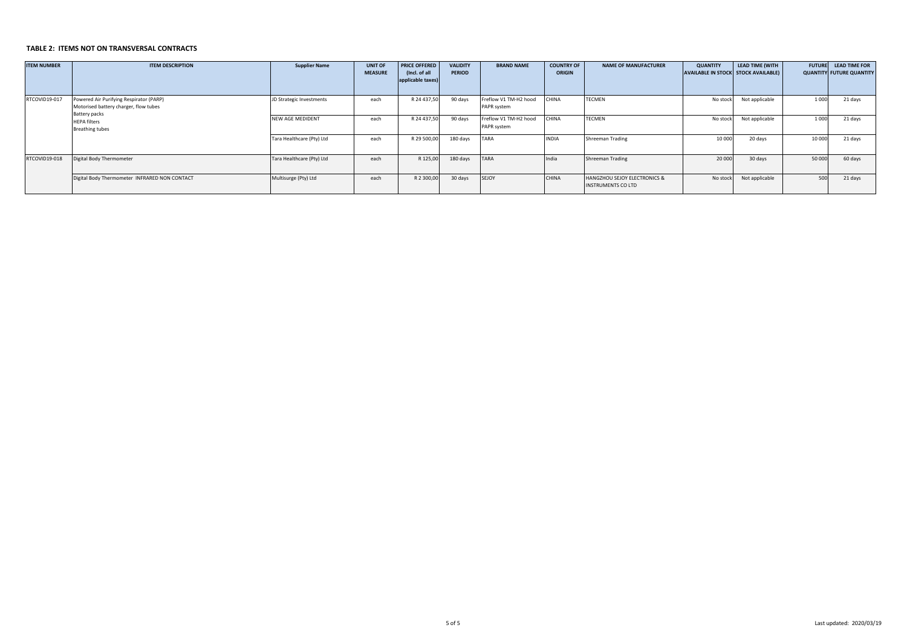### TABLE 2: ITEMS NOT ON TRANSVERSAL CONTRACTS

| ITEM NUMBER | ITEM DESCRIPTION | Supplier Name | UNIT OF MEASURE | PRICE OFFERED (Incl. of all applicable taxes) | VALIDITY PERIOD | BRAND NAME | COUNTRY OF ORIGIN | NAME OF MANUFACTURER | QUANTITY AVAILABLE IN STOCK | LEAD TIME (WITH STOCK AVAILABLE) | FUTURE QUANTITY | LEAD TIME FOR FUTURE QUANTITY |
|---|---|---|---|---|---|---|---|---|---|---|---|---|
| RTCOVID19-017 | Powered Air Purifying Respirator (PARP) Motorised battery charger, flow tubes Battery packs HEPA filters Breathing tubes | JD Strategic Investments | each | R 24 437,50 | 90 days | Freflow V1 TM-H2 hood PAPR system | CHINA | TECMEN | No stock | Not applicable | 1 000 | 21 days |
| | | NEW AGE MEDIDENT | each | R 24 437,50 | 90 days | Freflow V1 TM-H2 hood PAPR system | CHINA | TECMEN | No stock | Not applicable | 1 000 | 21 days |
| | | Tara Healthcare (Pty) Ltd | each | R 29 500,00 | 180 days | TARA | INDIA | Shreeman Trading | 10 000 | 20 days | 10 000 | 21 days |
| RTCOVID19-018 | Digital Body Thermometer | Tara Healthcare (Pty) Ltd | each | R 125,00 | 180 days | TARA | India | Shreeman Trading | 20 000 | 30 days | 50 000 | 60 days |
| | Digital Body Thermometer INFRARED NON CONTACT | Multisurge (Pty) Ltd | each | R 2 300,00 | 30 days | SEJOY | CHINA | HANGZHOU SEJOY ELECTRONICS & INSTRUMENTS CO LTD | No stock | Not applicable | 500 | 21 days |

Last updated: 2020/03/19